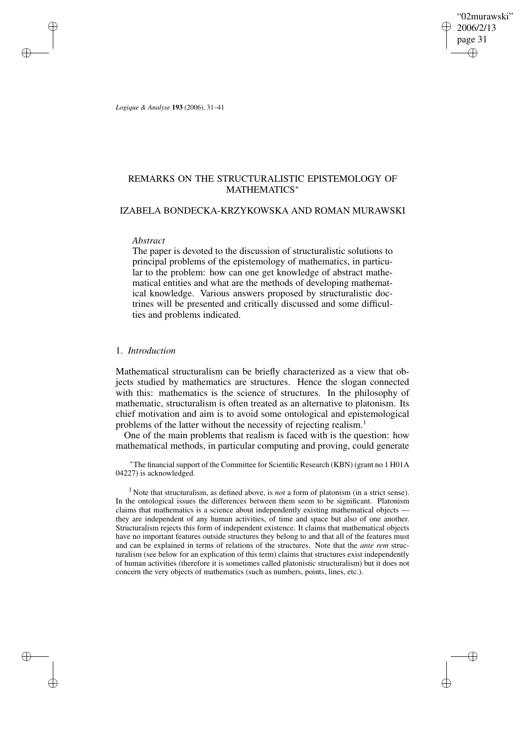# REMARKS ON THE STRUCTURALISTIC EPISTEMOLOGY OF MATHEMATICS*

## IZABELA BONDECKA-KRZYKOWSKA AND ROMAN MURAWSKI

*Abstract*

The paper is devoted to the discussion of structuralistic solutions to principal problems of the epistemology of mathematics, in particular to the problem: how can one get knowledge of abstract mathematical entities and what are the methods of developing mathematical knowledge. Various answers proposed by structuralistic doctrines will be presented and critically discussed and some difficulties and problems indicated.

## 1. *Introduction*

Mathematical structuralism can be briefly characterized as a view that objects studied by mathematics are structures. Hence the slogan connected with this: mathematics is the science of structures. In the philosophy of mathematic, structuralism is often treated as an alternative to platonism. Its chief motivation and aim is to avoid some ontological and epistemological problems of the latter without the necessity of rejecting realism.[1]

One of the main problems that realism is faced with is the question: how mathematical methods, in particular computing and proving, could generate

*The financial support of the Committee for Scientific Research (KBN) (grant no 1 H01A 04227) is acknowledged.

[1] Note that structuralism, as defined above, is *not* a form of platonism (in a strict sense). In the ontological issues the differences between them seem to be significant. Platonism claims that mathematics is a science about independently existing mathematical objects — they are independent of any human activities, of time and space but also of one another. Structuralism rejects this form of independent existence. It claims that mathematical objects have no important features outside structures they belong to and that all of the features must and can be explained in terms of relations of the structures. Note that the *ante rem* structuralism (see below for an explication of this term) claims that structures exist independently of human activities (therefore it is sometimes called platonistic structuralism) but it does not concern the very objects of mathematics (such as numbers, points, lines, etc.).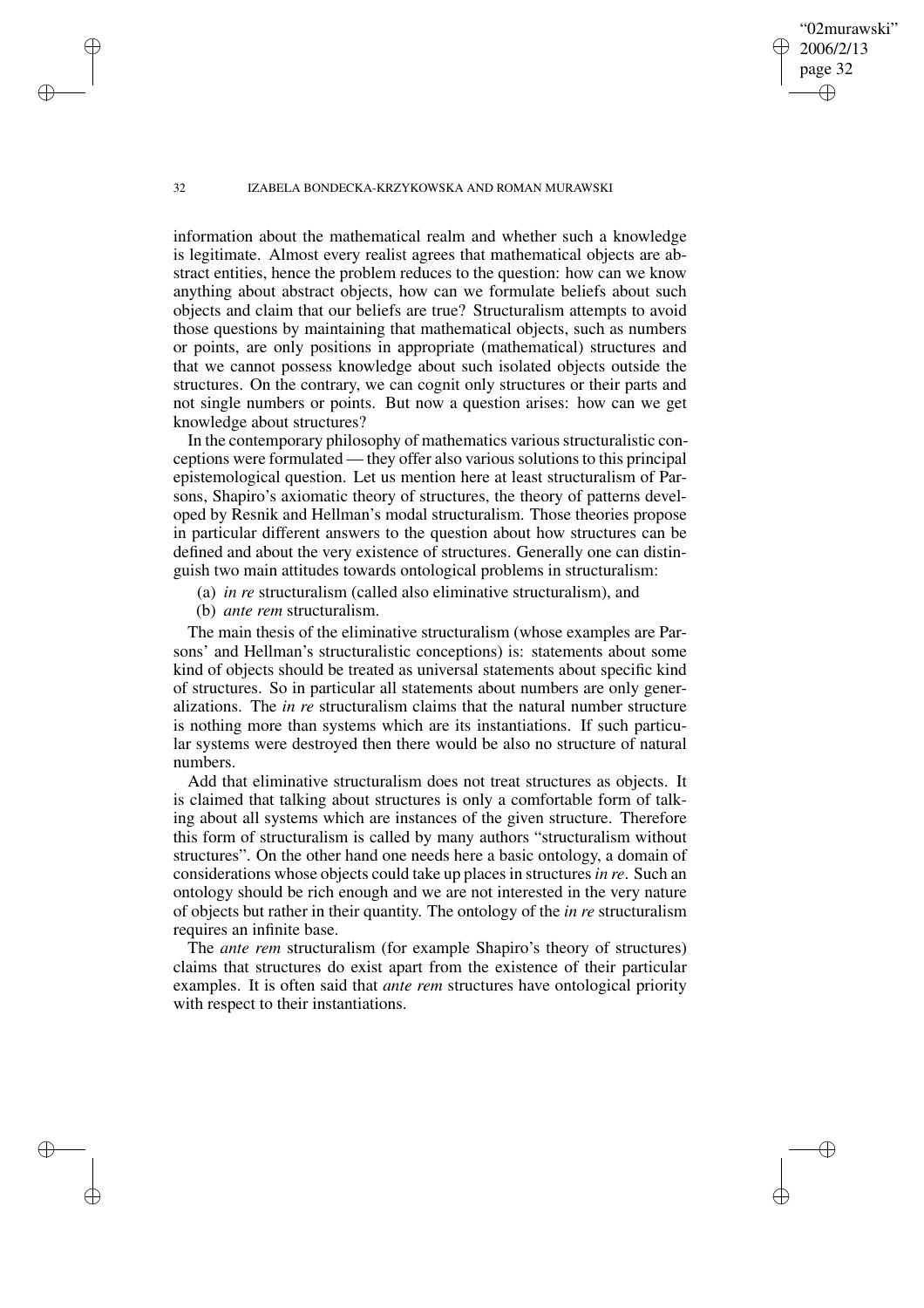information about the mathematical realm and whether such a knowledge is legitimate. Almost every realist agrees that mathematical objects are abstract entities, hence the problem reduces to the question: how can we know anything about abstract objects, how can we formulate beliefs about such objects and claim that our beliefs are true? Structuralism attempts to avoid those questions by maintaining that mathematical objects, such as numbers or points, are only positions in appropriate (mathematical) structures and that we cannot possess knowledge about such isolated objects outside the structures. On the contrary, we can cognit only structures or their parts and not single numbers or points. But now a question arises: how can we get knowledge about structures?

In the contemporary philosophy of mathematics various structuralistic conceptions were formulated — they offer also various solutions to this principal epistemological question. Let us mention here at least structuralism of Parsons, Shapiro's axiomatic theory of structures, the theory of patterns developed by Resnik and Hellman's modal structuralism. Those theories propose in particular different answers to the question about how structures can be defined and about the very existence of structures. Generally one can distinguish two main attitudes towards ontological problems in structuralism:

(a) *in re* structuralism (called also eliminative structuralism), and
(b) *ante rem* structuralism.

The main thesis of the eliminative structuralism (whose examples are Parsons' and Hellman's structuralistic conceptions) is: statements about some kind of objects should be treated as universal statements about specific kind of structures. So in particular all statements about numbers are only generalizations. The *in re* structuralism claims that the natural number structure is nothing more than systems which are its instantiations. If such particular systems were destroyed then there would be also no structure of natural numbers.

Add that eliminative structuralism does not treat structures as objects. It is claimed that talking about structures is only a comfortable form of talking about all systems which are instances of the given structure. Therefore this form of structuralism is called by many authors "structuralism without structures". On the other hand one needs here a basic ontology, a domain of considerations whose objects could take up places in structures *in re*. Such an ontology should be rich enough and we are not interested in the very nature of objects but rather in their quantity. The ontology of the *in re* structuralism requires an infinite base.

The *ante rem* structuralism (for example Shapiro's theory of structures) claims that structures do exist apart from the existence of their particular examples. It is often said that *ante rem* structures have ontological priority with respect to their instantiations.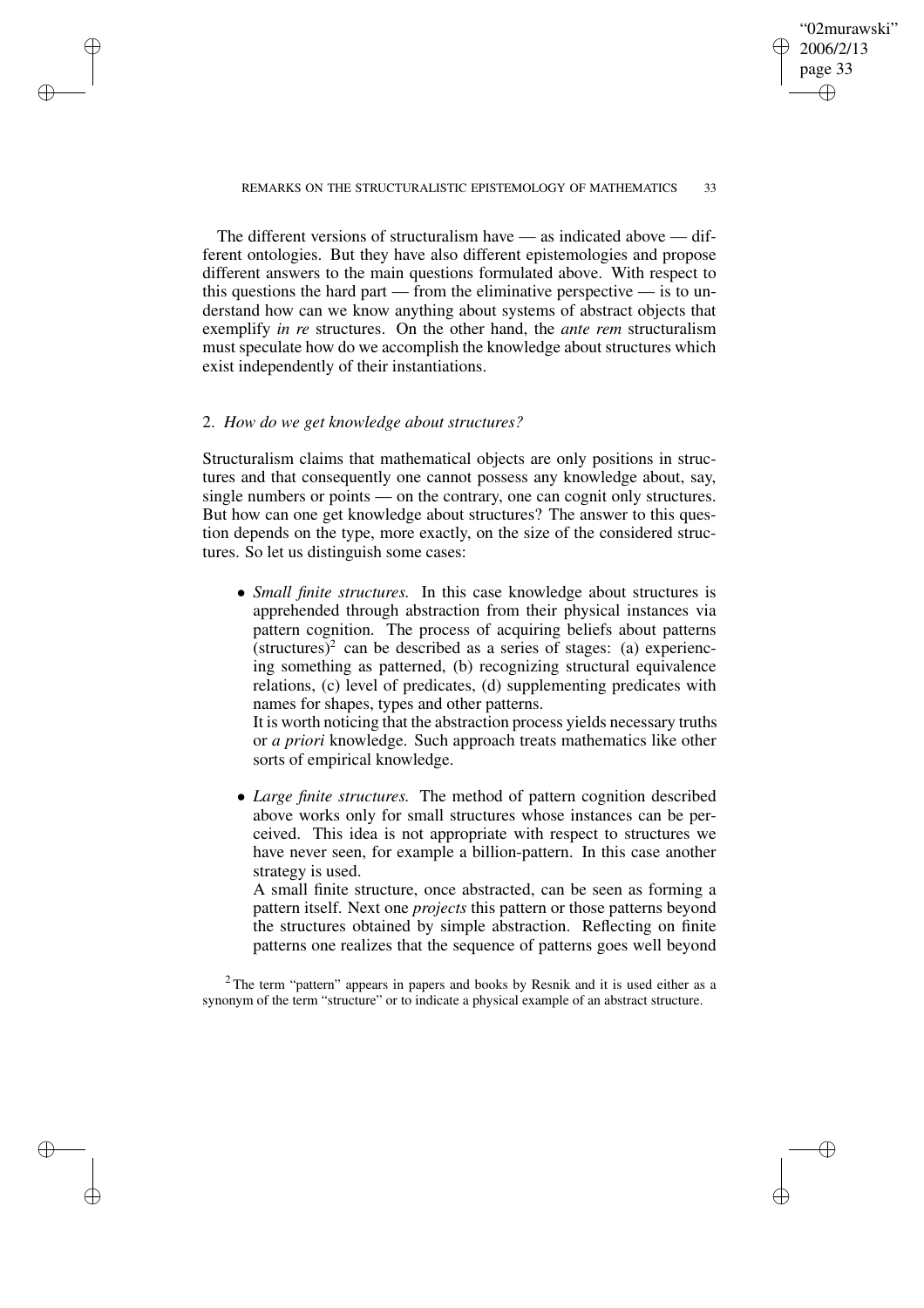The different versions of structuralism have — as indicated above — different ontologies. But they have also different epistemologies and propose different answers to the main questions formulated above. With respect to this questions the hard part — from the eliminative perspective — is to understand how can we know anything about systems of abstract objects that exemplify *in re* structures. On the other hand, the *ante rem* structuralism must speculate how do we accomplish the knowledge about structures which exist independently of their instantiations.

## 2. *How do we get knowledge about structures?*

Structuralism claims that mathematical objects are only positions in structures and that consequently one cannot possess any knowledge about, say, single numbers or points — on the contrary, one can cognit only structures. But how can one get knowledge about structures? The answer to this question depends on the type, more exactly, on the size of the considered structures. So let us distinguish some cases:

- *Small finite structures.* In this case knowledge about structures is apprehended through abstraction from their physical instances via pattern cognition. The process of acquiring beliefs about patterns (structures)[2] can be described as a series of stages: (a) experiencing something as patterned, (b) recognizing structural equivalence relations, (c) level of predicates, (d) supplementing predicates with names for shapes, types and other patterns.
  It is worth noticing that the abstraction process yields necessary truths or *a priori* knowledge. Such approach treats mathematics like other sorts of empirical knowledge.

- *Large finite structures.* The method of pattern cognition described above works only for small structures whose instances can be perceived. This idea is not appropriate with respect to structures we have never seen, for example a billion-pattern. In this case another strategy is used.
  A small finite structure, once abstracted, can be seen as forming a pattern itself. Next one *projects* this pattern or those patterns beyond the structures obtained by simple abstraction. Reflecting on finite patterns one realizes that the sequence of patterns goes well beyond

[2] The term "pattern" appears in papers and books by Resnik and it is used either as a synonym of the term "structure" or to indicate a physical example of an abstract structure.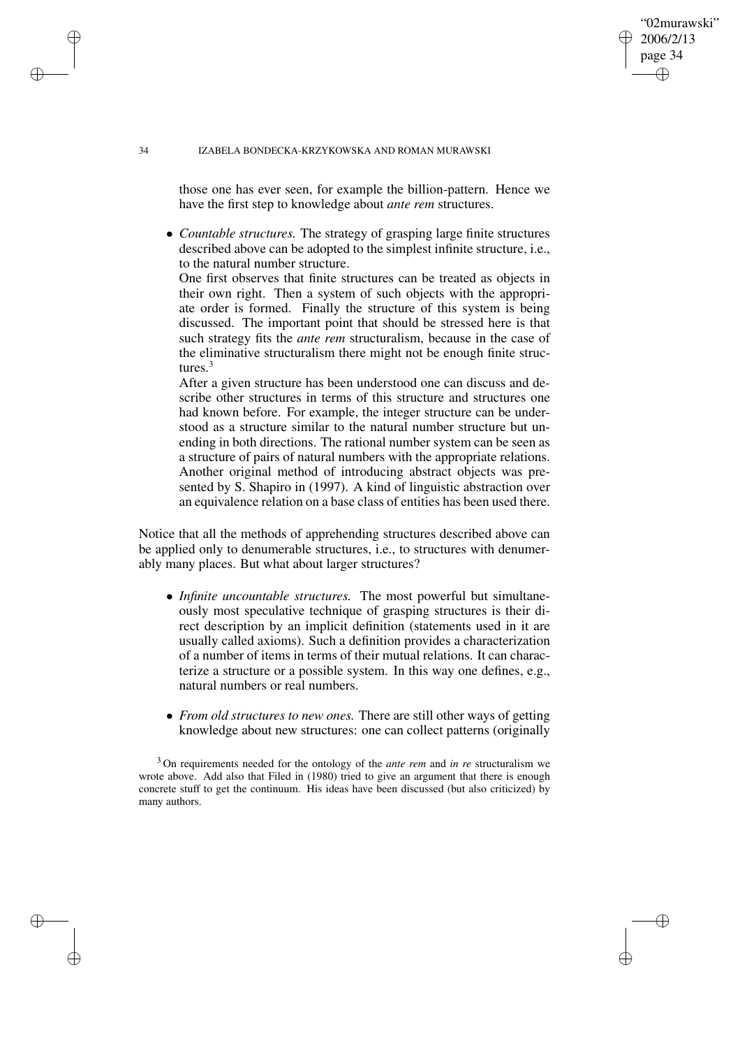those one has ever seen, for example the billion-pattern. Hence we have the first step to knowledge about *ante rem* structures.

- *Countable structures.* The strategy of grasping large finite structures described above can be adopted to the simplest infinite structure, i.e., to the natural number structure.

  One first observes that finite structures can be treated as objects in their own right. Then a system of such objects with the appropriate order is formed. Finally the structure of this system is being discussed. The important point that should be stressed here is that such strategy fits the *ante rem* structuralism, because in the case of the eliminative structuralism there might not be enough finite structures.[3]

  After a given structure has been understood one can discuss and describe other structures in terms of this structure and structures one had known before. For example, the integer structure can be understood as a structure similar to the natural number structure but unending in both directions. The rational number system can be seen as a structure of pairs of natural numbers with the appropriate relations. Another original method of introducing abstract objects was presented by S. Shapiro in (1997). A kind of linguistic abstraction over an equivalence relation on a base class of entities has been used there.

Notice that all the methods of apprehending structures described above can be applied only to denumerable structures, i.e., to structures with denumerably many places. But what about larger structures?

- *Infinite uncountable structures.* The most powerful but simultaneously most speculative technique of grasping structures is their direct description by an implicit definition (statements used in it are usually called axioms). Such a definition provides a characterization of a number of items in terms of their mutual relations. It can characterize a structure or a possible system. In this way one defines, e.g., natural numbers or real numbers.

- *From old structures to new ones.* There are still other ways of getting knowledge about new structures: one can collect patterns (originally

[3] On requirements needed for the ontology of the *ante rem* and *in re* structuralism we wrote above. Add also that Filed in (1980) tried to give an argument that there is enough concrete stuff to get the continuum. His ideas have been discussed (but also criticized) by many authors.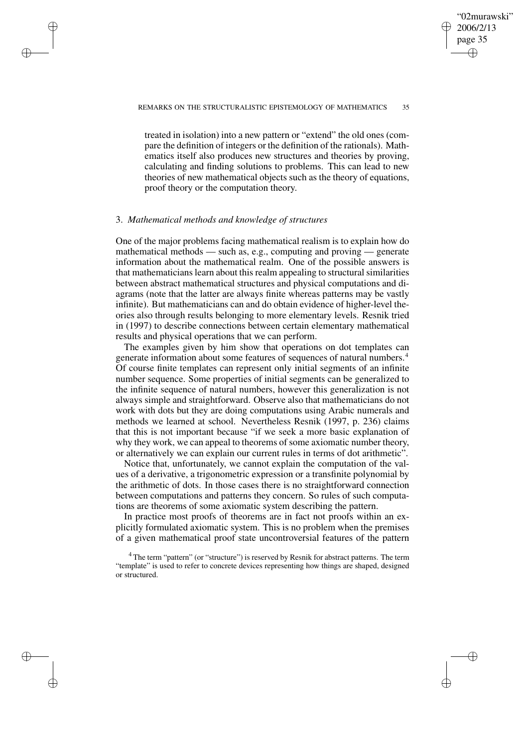treated in isolation) into a new pattern or "extend" the old ones (compare the definition of integers or the definition of the rationals). Mathematics itself also produces new structures and theories by proving, calculating and finding solutions to problems. This can lead to new theories of new mathematical objects such as the theory of equations, proof theory or the computation theory.

## 3. *Mathematical methods and knowledge of structures*

One of the major problems facing mathematical realism is to explain how do mathematical methods — such as, e.g., computing and proving — generate information about the mathematical realm. One of the possible answers is that mathematicians learn about this realm appealing to structural similarities between abstract mathematical structures and physical computations and diagrams (note that the latter are always finite whereas patterns may be vastly infinite). But mathematicians can and do obtain evidence of higher-level theories also through results belonging to more elementary levels. Resnik tried in (1997) to describe connections between certain elementary mathematical results and physical operations that we can perform.

The examples given by him show that operations on dot templates can generate information about some features of sequences of natural numbers.[4] Of course finite templates can represent only initial segments of an infinite number sequence. Some properties of initial segments can be generalized to the infinite sequence of natural numbers, however this generalization is not always simple and straightforward. Observe also that mathematicians do not work with dots but they are doing computations using Arabic numerals and methods we learned at school. Nevertheless Resnik (1997, p. 236) claims that this is not important because "if we seek a more basic explanation of why they work, we can appeal to theorems of some axiomatic number theory, or alternatively we can explain our current rules in terms of dot arithmetic".

Notice that, unfortunately, we cannot explain the computation of the values of a derivative, a trigonometric expression or a transfinite polynomial by the arithmetic of dots. In those cases there is no straightforward connection between computations and patterns they concern. So rules of such computations are theorems of some axiomatic system describing the pattern.

In practice most proofs of theorems are in fact not proofs within an explicitly formulated axiomatic system. This is no problem when the premises of a given mathematical proof state uncontroversial features of the pattern

[4] The term "pattern" (or "structure") is reserved by Resnik for abstract patterns. The term "template" is used to refer to concrete devices representing how things are shaped, designed or structured.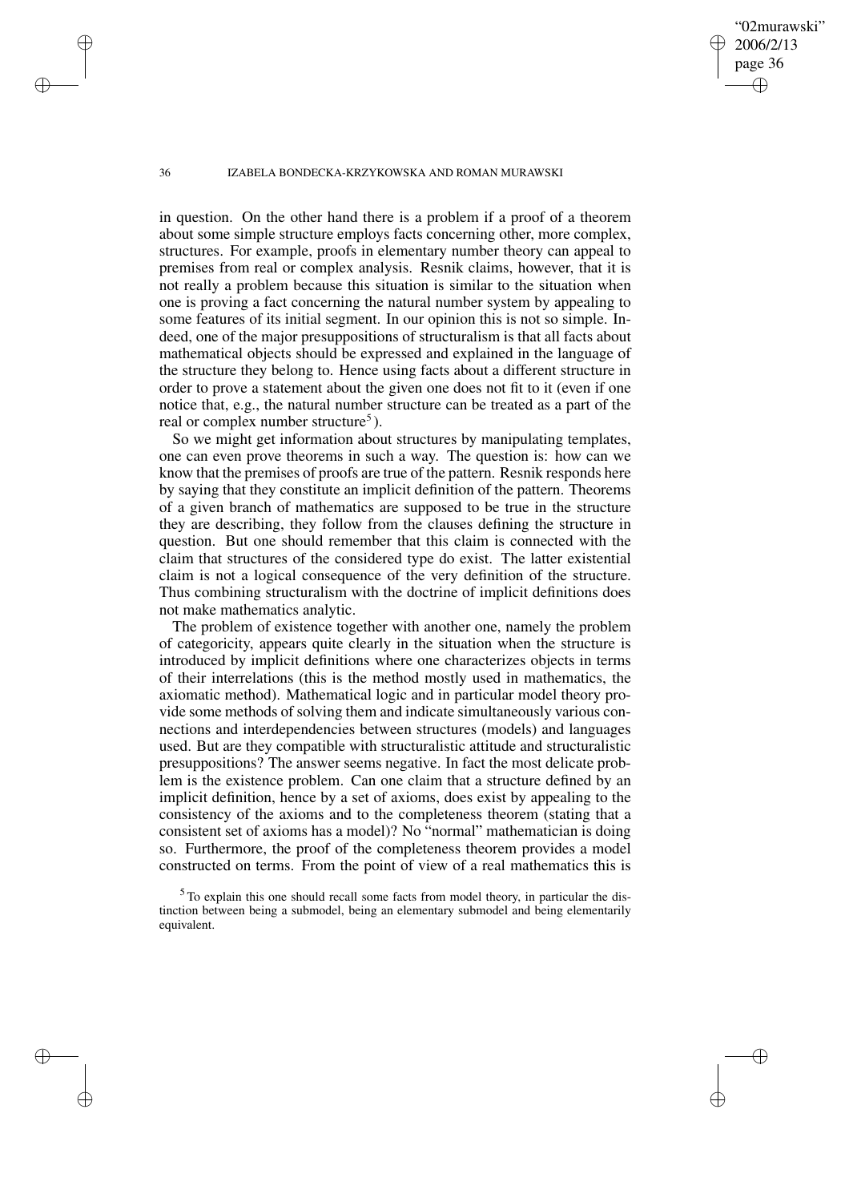in question. On the other hand there is a problem if a proof of a theorem about some simple structure employs facts concerning other, more complex, structures. For example, proofs in elementary number theory can appeal to premises from real or complex analysis. Resnik claims, however, that it is not really a problem because this situation is similar to the situation when one is proving a fact concerning the natural number system by appealing to some features of its initial segment. In our opinion this is not so simple. Indeed, one of the major presuppositions of structuralism is that all facts about mathematical objects should be expressed and explained in the language of the structure they belong to. Hence using facts about a different structure in order to prove a statement about the given one does not fit to it (even if one notice that, e.g., the natural number structure can be treated as a part of the real or complex number structure[5]).

So we might get information about structures by manipulating templates, one can even prove theorems in such a way. The question is: how can we know that the premises of proofs are true of the pattern. Resnik responds here by saying that they constitute an implicit definition of the pattern. Theorems of a given branch of mathematics are supposed to be true in the structure they are describing, they follow from the clauses defining the structure in question. But one should remember that this claim is connected with the claim that structures of the considered type do exist. The latter existential claim is not a logical consequence of the very definition of the structure. Thus combining structuralism with the doctrine of implicit definitions does not make mathematics analytic.

The problem of existence together with another one, namely the problem of categoricity, appears quite clearly in the situation when the structure is introduced by implicit definitions where one characterizes objects in terms of their interrelations (this is the method mostly used in mathematics, the axiomatic method). Mathematical logic and in particular model theory provide some methods of solving them and indicate simultaneously various connections and interdependencies between structures (models) and languages used. But are they compatible with structuralistic attitude and structuralistic presuppositions? The answer seems negative. In fact the most delicate problem is the existence problem. Can one claim that a structure defined by an implicit definition, hence by a set of axioms, does exist by appealing to the consistency of the axioms and to the completeness theorem (stating that a consistent set of axioms has a model)? No "normal" mathematician is doing so. Furthermore, the proof of the completeness theorem provides a model constructed on terms. From the point of view of a real mathematics this is

[5] To explain this one should recall some facts from model theory, in particular the distinction between being a submodel, being an elementary submodel and being elementarily equivalent.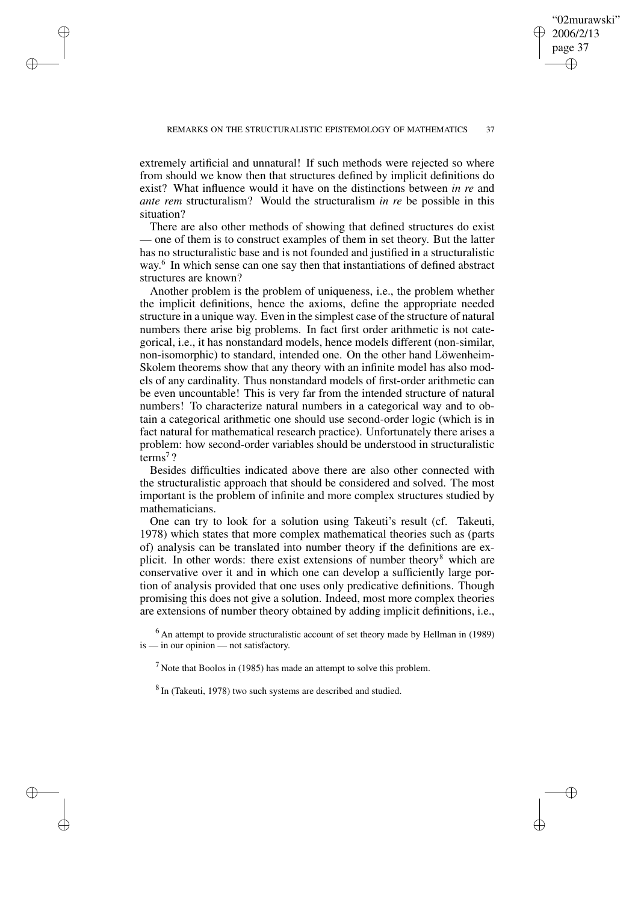extremely artificial and unnatural! If such methods were rejected so where from should we know then that structures defined by implicit definitions do exist? What influence would it have on the distinctions between *in re* and *ante rem* structuralism? Would the structuralism *in re* be possible in this situation?

There are also other methods of showing that defined structures do exist — one of them is to construct examples of them in set theory. But the latter has no structuralistic base and is not founded and justified in a structuralistic way.[6] In which sense can one say then that instantiations of defined abstract structures are known?

Another problem is the problem of uniqueness, i.e., the problem whether the implicit definitions, hence the axioms, define the appropriate needed structure in a unique way. Even in the simplest case of the structure of natural numbers there arise big problems. In fact first order arithmetic is not categorical, i.e., it has nonstandard models, hence models different (non-similar, non-isomorphic) to standard, intended one. On the other hand Löwenheim-Skolem theorems show that any theory with an infinite model has also models of any cardinality. Thus nonstandard models of first-order arithmetic can be even uncountable! This is very far from the intended structure of natural numbers! To characterize natural numbers in a categorical way and to obtain a categorical arithmetic one should use second-order logic (which is in fact natural for mathematical research practice). Unfortunately there arises a problem: how second-order variables should be understood in structuralistic terms[7]?

Besides difficulties indicated above there are also other connected with the structuralistic approach that should be considered and solved. The most important is the problem of infinite and more complex structures studied by mathematicians.

One can try to look for a solution using Takeuti's result (cf. Takeuti, 1978) which states that more complex mathematical theories such as (parts of) analysis can be translated into number theory if the definitions are explicit. In other words: there exist extensions of number theory[8] which are conservative over it and in which one can develop a sufficiently large portion of analysis provided that one uses only predicative definitions. Though promising this does not give a solution. Indeed, most more complex theories are extensions of number theory obtained by adding implicit definitions, i.e.,

[6] An attempt to provide structuralistic account of set theory made by Hellman in (1989) is — in our opinion — not satisfactory.

[7] Note that Boolos in (1985) has made an attempt to solve this problem.

[8] In (Takeuti, 1978) two such systems are described and studied.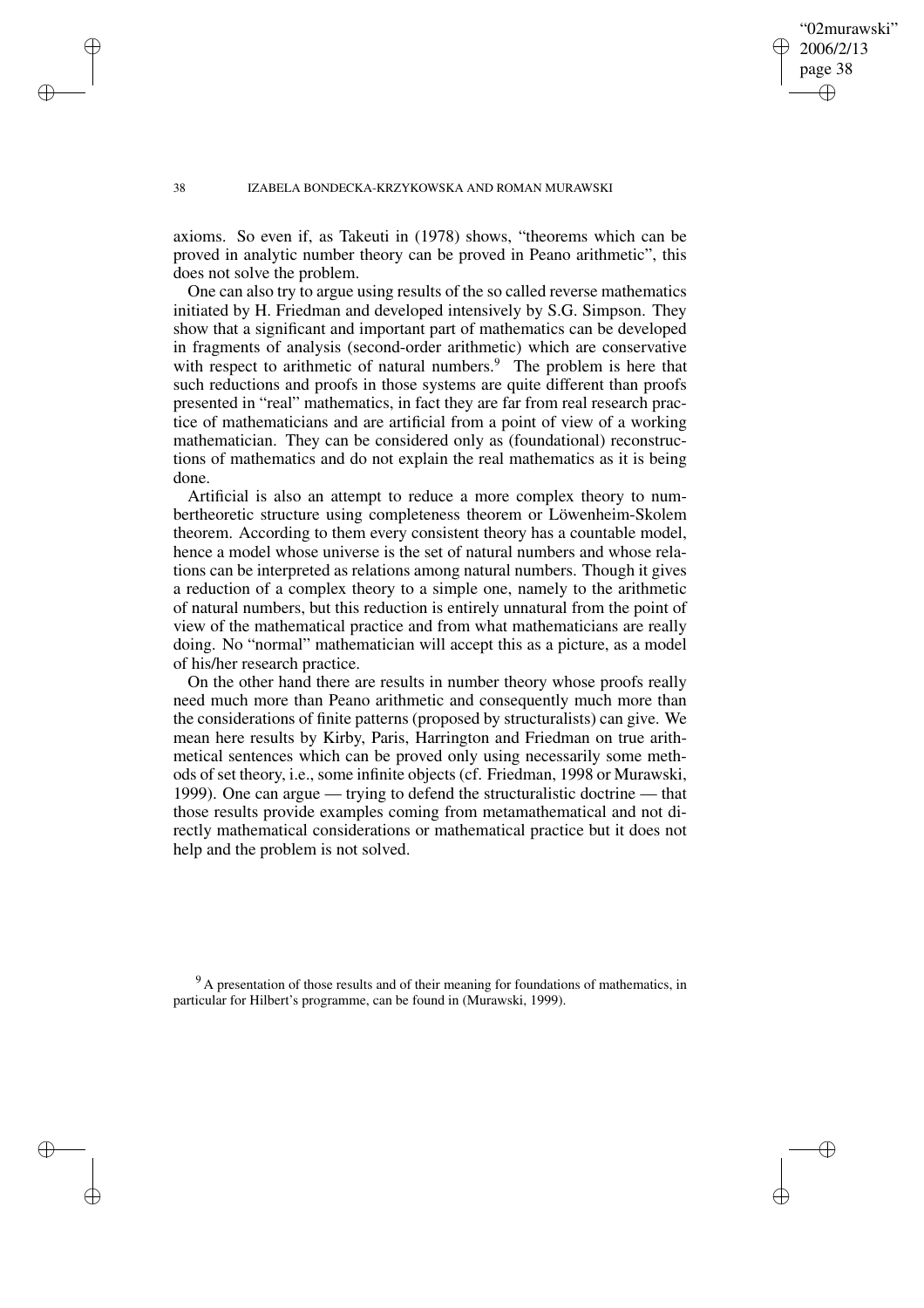axioms. So even if, as Takeuti in (1978) shows, "theorems which can be proved in analytic number theory can be proved in Peano arithmetic", this does not solve the problem.

One can also try to argue using results of the so called reverse mathematics initiated by H. Friedman and developed intensively by S.G. Simpson. They show that a significant and important part of mathematics can be developed in fragments of analysis (second-order arithmetic) which are conservative with respect to arithmetic of natural numbers.[9] The problem is here that such reductions and proofs in those systems are quite different than proofs presented in "real" mathematics, in fact they are far from real research practice of mathematicians and are artificial from a point of view of a working mathematician. They can be considered only as (foundational) reconstructions of mathematics and do not explain the real mathematics as it is being done.

Artificial is also an attempt to reduce a more complex theory to numbertheoretic structure using completeness theorem or Löwenheim-Skolem theorem. According to them every consistent theory has a countable model, hence a model whose universe is the set of natural numbers and whose relations can be interpreted as relations among natural numbers. Though it gives a reduction of a complex theory to a simple one, namely to the arithmetic of natural numbers, but this reduction is entirely unnatural from the point of view of the mathematical practice and from what mathematicians are really doing. No "normal" mathematician will accept this as a picture, as a model of his/her research practice.

On the other hand there are results in number theory whose proofs really need much more than Peano arithmetic and consequently much more than the considerations of finite patterns (proposed by structuralists) can give. We mean here results by Kirby, Paris, Harrington and Friedman on true arithmetical sentences which can be proved only using necessarily some methods of set theory, i.e., some infinite objects (cf. Friedman, 1998 or Murawski, 1999). One can argue — trying to defend the structuralistic doctrine — that those results provide examples coming from metamathematical and not directly mathematical considerations or mathematical practice but it does not help and the problem is not solved.

[9] A presentation of those results and of their meaning for foundations of mathematics, in particular for Hilbert's programme, can be found in (Murawski, 1999).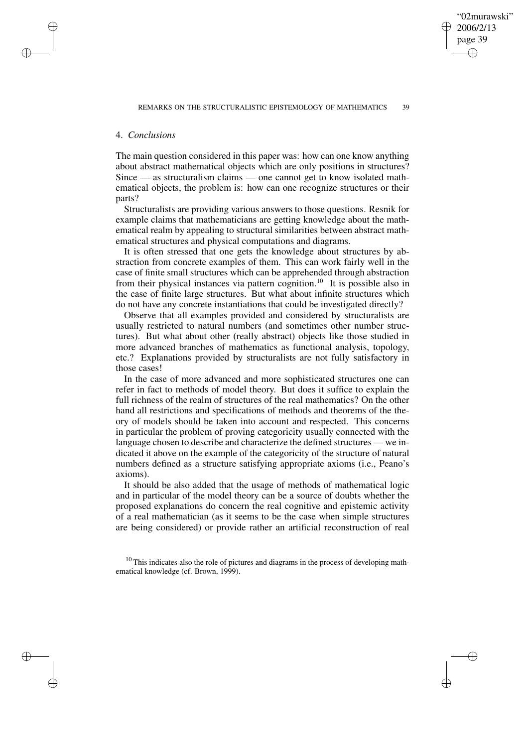## 4. *Conclusions*

The main question considered in this paper was: how can one know anything about abstract mathematical objects which are only positions in structures? Since — as structuralism claims — one cannot get to know isolated mathematical objects, the problem is: how can one recognize structures or their parts?

Structuralists are providing various answers to those questions. Resnik for example claims that mathematicians are getting knowledge about the mathematical realm by appealing to structural similarities between abstract mathematical structures and physical computations and diagrams.

It is often stressed that one gets the knowledge about structures by abstraction from concrete examples of them. This can work fairly well in the case of finite small structures which can be apprehended through abstraction from their physical instances via pattern cognition.[10] It is possible also in the case of finite large structures. But what about infinite structures which do not have any concrete instantiations that could be investigated directly?

Observe that all examples provided and considered by structuralists are usually restricted to natural numbers (and sometimes other number structures). But what about other (really abstract) objects like those studied in more advanced branches of mathematics as functional analysis, topology, etc.? Explanations provided by structuralists are not fully satisfactory in those cases!

In the case of more advanced and more sophisticated structures one can refer in fact to methods of model theory. But does it suffice to explain the full richness of the realm of structures of the real mathematics? On the other hand all restrictions and specifications of methods and theorems of the theory of models should be taken into account and respected. This concerns in particular the problem of proving categoricity usually connected with the language chosen to describe and characterize the defined structures — we indicated it above on the example of the categoricity of the structure of natural numbers defined as a structure satisfying appropriate axioms (i.e., Peano's axioms).

It should be also added that the usage of methods of mathematical logic and in particular of the model theory can be a source of doubts whether the proposed explanations do concern the real cognitive and epistemic activity of a real mathematician (as it seems to be the case when simple structures are being considered) or provide rather an artificial reconstruction of real

[10] This indicates also the role of pictures and diagrams in the process of developing mathematical knowledge (cf. Brown, 1999).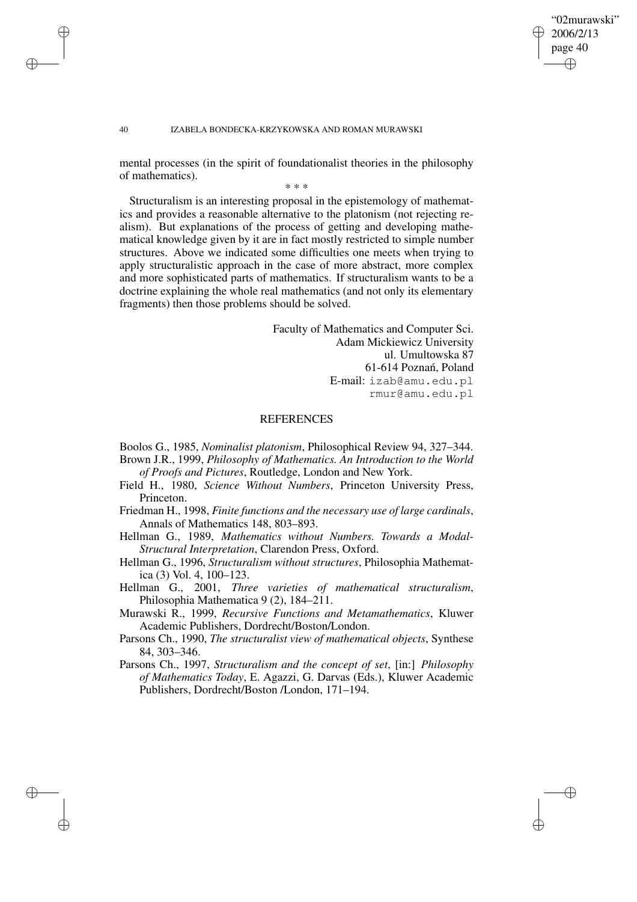mental processes (in the spirit of foundationalist theories in the philosophy of mathematics).

\* \* \*

Structuralism is an interesting proposal in the epistemology of mathematics and provides a reasonable alternative to the platonism (not rejecting realism). But explanations of the process of getting and developing mathematical knowledge given by it are in fact mostly restricted to simple number structures. Above we indicated some difficulties one meets when trying to apply structuralistic approach in the case of more abstract, more complex and more sophisticated parts of mathematics. If structuralism wants to be a doctrine explaining the whole real mathematics (and not only its elementary fragments) then those problems should be solved.

Faculty of Mathematics and Computer Sci.
Adam Mickiewicz University
ul. Umultowska 87
61-614 Poznań, Poland
E-mail: izab@amu.edu.pl
rmur@amu.edu.pl

## REFERENCES

Boolos G., 1985, *Nominalist platonism*, Philosophical Review 94, 327–344.

Brown J.R., 1999, *Philosophy of Mathematics. An Introduction to the World of Proofs and Pictures*, Routledge, London and New York.

Field H., 1980, *Science Without Numbers*, Princeton University Press, Princeton.

Friedman H., 1998, *Finite functions and the necessary use of large cardinals*, Annals of Mathematics 148, 803–893.

Hellman G., 1989, *Mathematics without Numbers. Towards a Modal-Structural Interpretation*, Clarendon Press, Oxford.

Hellman G., 1996, *Structuralism without structures*, Philosophia Mathematica (3) Vol. 4, 100–123.

Hellman G., 2001, *Three varieties of mathematical structuralism*, Philosophia Mathematica 9 (2), 184–211.

Murawski R., 1999, *Recursive Functions and Metamathematics*, Kluwer Academic Publishers, Dordrecht/Boston/London.

Parsons Ch., 1990, *The structuralist view of mathematical objects*, Synthese 84, 303–346.

Parsons Ch., 1997, *Structuralism and the concept of set*, [in:] *Philosophy of Mathematics Today*, E. Agazzi, G. Darvas (Eds.), Kluwer Academic Publishers, Dordrecht/Boston /London, 171–194.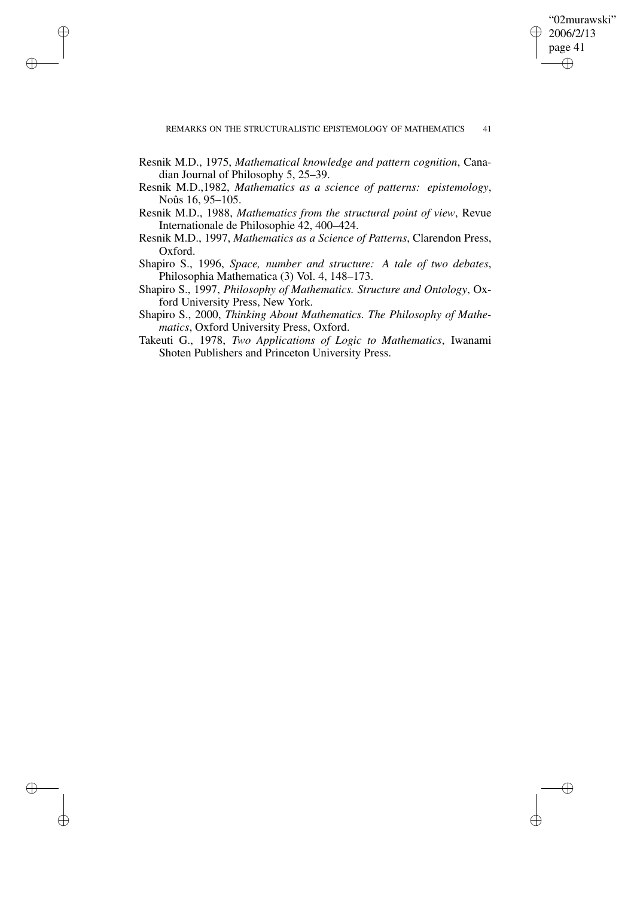Resnik M.D., 1975, *Mathematical knowledge and pattern cognition*, Canadian Journal of Philosophy 5, 25–39.

Resnik M.D.,1982, *Mathematics as a science of patterns: epistemology*, Noûs 16, 95–105.

Resnik M.D., 1988, *Mathematics from the structural point of view*, Revue Internationale de Philosophie 42, 400–424.

Resnik M.D., 1997, *Mathematics as a Science of Patterns*, Clarendon Press, Oxford.

Shapiro S., 1996, *Space, number and structure: A tale of two debates*, Philosophia Mathematica (3) Vol. 4, 148–173.

Shapiro S., 1997, *Philosophy of Mathematics. Structure and Ontology*, Oxford University Press, New York.

Shapiro S., 2000, *Thinking About Mathematics. The Philosophy of Mathematics*, Oxford University Press, Oxford.

Takeuti G., 1978, *Two Applications of Logic to Mathematics*, Iwanami Shoten Publishers and Princeton University Press.